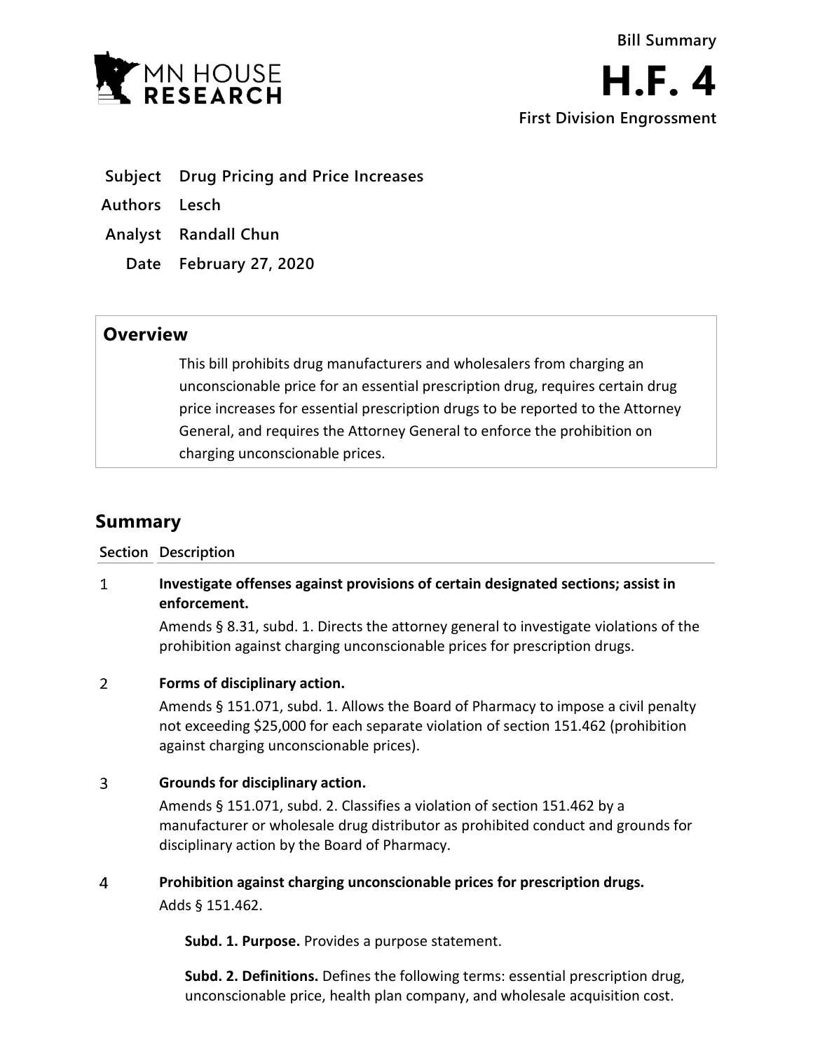Bill Summary

# H.F. 4

First Division Engrossment

**Subject** Drug Pricing and Price Increases

**Authors** Lesch

**Analyst** Randall Chun

**Date** February 27, 2020

## Overview

This bill prohibits drug manufacturers and wholesalers from charging an unconscionable price for an essential prescription drug, requires certain drug price increases for essential prescription drugs to be reported to the Attorney General, and requires the Attorney General to enforce the prohibition on charging unconscionable prices.

## Summary

| Section | Description |
|---|---|
| 1 | **Investigate offenses against provisions of certain designated sections; assist in enforcement.**<br>Amends § 8.31, subd. 1. Directs the attorney general to investigate violations of the prohibition against charging unconscionable prices for prescription drugs. |
| 2 | **Forms of disciplinary action.**<br>Amends § 151.071, subd. 1. Allows the Board of Pharmacy to impose a civil penalty not exceeding $25,000 for each separate violation of section 151.462 (prohibition against charging unconscionable prices). |
| 3 | **Grounds for disciplinary action.**<br>Amends § 151.071, subd. 2. Classifies a violation of section 151.462 by a manufacturer or wholesale drug distributor as prohibited conduct and grounds for disciplinary action by the Board of Pharmacy. |
| 4 | **Prohibition against charging unconscionable prices for prescription drugs.**<br>Adds § 151.462.<br><br>**Subd. 1. Purpose.** Provides a purpose statement.<br><br>**Subd. 2. Definitions.** Defines the following terms: essential prescription drug, unconscionable price, health plan company, and wholesale acquisition cost. |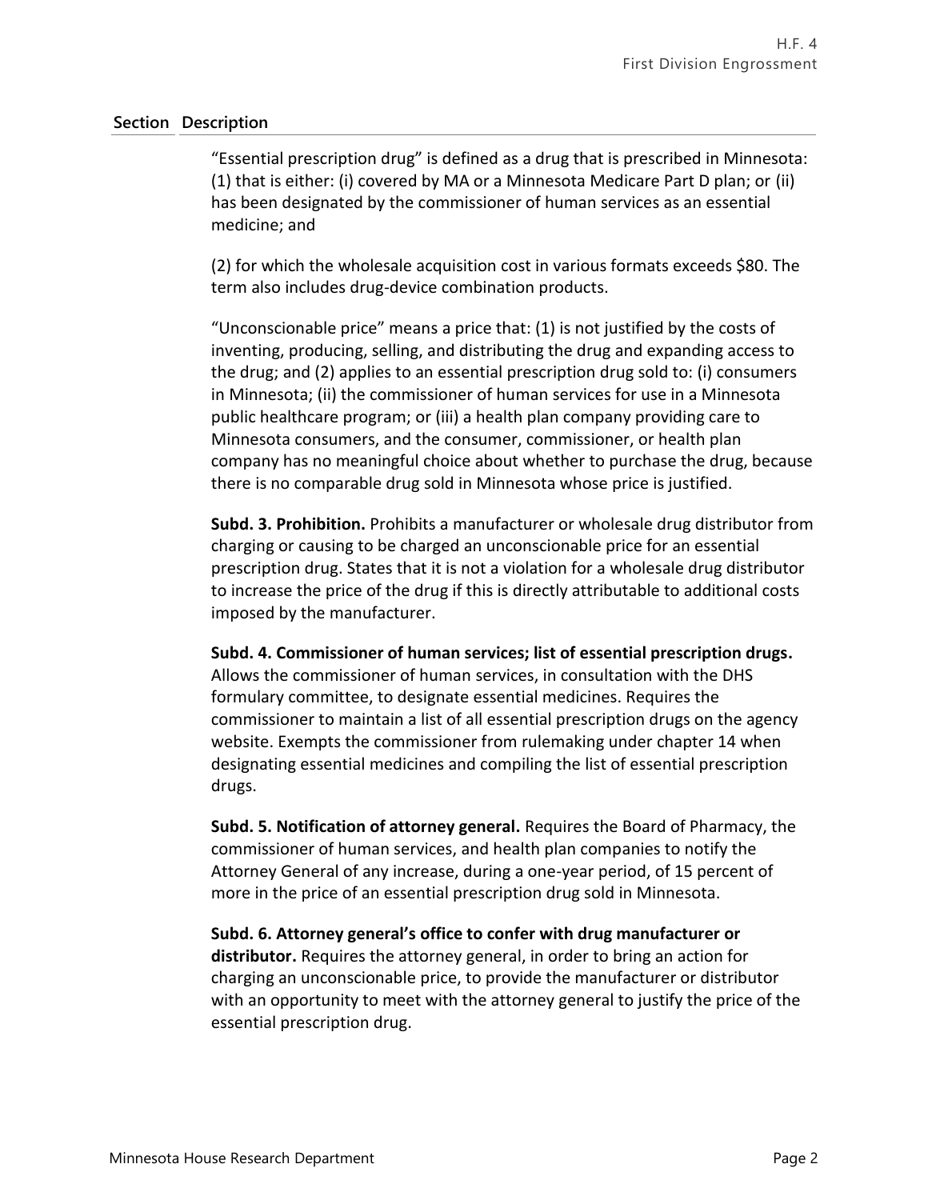| Section | Description |
|---|---|

"Essential prescription drug" is defined as a drug that is prescribed in Minnesota: (1) that is either: (i) covered by MA or a Minnesota Medicare Part D plan; or (ii) has been designated by the commissioner of human services as an essential medicine; and

(2) for which the wholesale acquisition cost in various formats exceeds $80. The term also includes drug-device combination products.

"Unconscionable price" means a price that: (1) is not justified by the costs of inventing, producing, selling, and distributing the drug and expanding access to the drug; and (2) applies to an essential prescription drug sold to: (i) consumers in Minnesota; (ii) the commissioner of human services for use in a Minnesota public healthcare program; or (iii) a health plan company providing care to Minnesota consumers, and the consumer, commissioner, or health plan company has no meaningful choice about whether to purchase the drug, because there is no comparable drug sold in Minnesota whose price is justified.

**Subd. 3. Prohibition.** Prohibits a manufacturer or wholesale drug distributor from charging or causing to be charged an unconscionable price for an essential prescription drug. States that it is not a violation for a wholesale drug distributor to increase the price of the drug if this is directly attributable to additional costs imposed by the manufacturer.

**Subd. 4. Commissioner of human services; list of essential prescription drugs.** Allows the commissioner of human services, in consultation with the DHS formulary committee, to designate essential medicines. Requires the commissioner to maintain a list of all essential prescription drugs on the agency website. Exempts the commissioner from rulemaking under chapter 14 when designating essential medicines and compiling the list of essential prescription drugs.

**Subd. 5. Notification of attorney general.** Requires the Board of Pharmacy, the commissioner of human services, and health plan companies to notify the Attorney General of any increase, during a one-year period, of 15 percent of more in the price of an essential prescription drug sold in Minnesota.

**Subd. 6. Attorney general's office to confer with drug manufacturer or distributor.** Requires the attorney general, in order to bring an action for charging an unconscionable price, to provide the manufacturer or distributor with an opportunity to meet with the attorney general to justify the price of the essential prescription drug.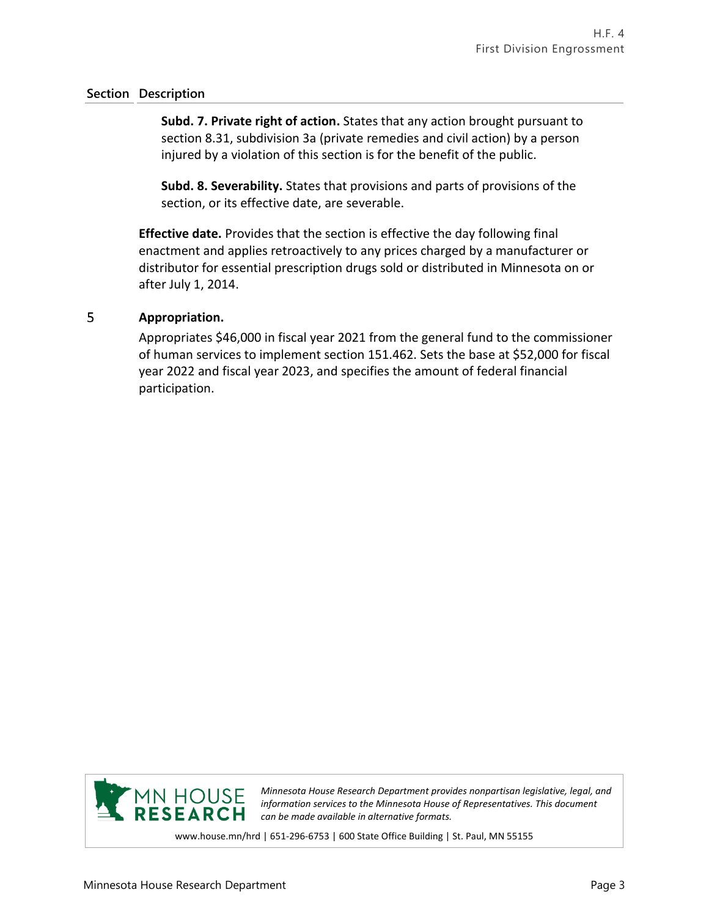| Section | Description |
|---|---|
| | **Subd. 7. Private right of action.** States that any action brought pursuant to section 8.31, subdivision 3a (private remedies and civil action) by a person injured by a violation of this section is for the benefit of the public. |
| | **Subd. 8. Severability.** States that provisions and parts of provisions of the section, or its effective date, are severable. |
| | **Effective date.** Provides that the section is effective the day following final enactment and applies retroactively to any prices charged by a manufacturer or distributor for essential prescription drugs sold or distributed in Minnesota on or after July 1, 2014. |
| 5 | **Appropriation.** |
| | Appropriates $46,000 in fiscal year 2021 from the general fund to the commissioner of human services to implement section 151.462. Sets the base at $52,000 for fiscal year 2022 and fiscal year 2023, and specifies the amount of federal financial participation. |

MN HOUSE RESEARCH

*Minnesota House Research Department provides nonpartisan legislative, legal, and information services to the Minnesota House of Representatives. This document can be made available in alternative formats.*

www.house.mn/hrd | 651-296-6753 | 600 State Office Building | St. Paul, MN 55155